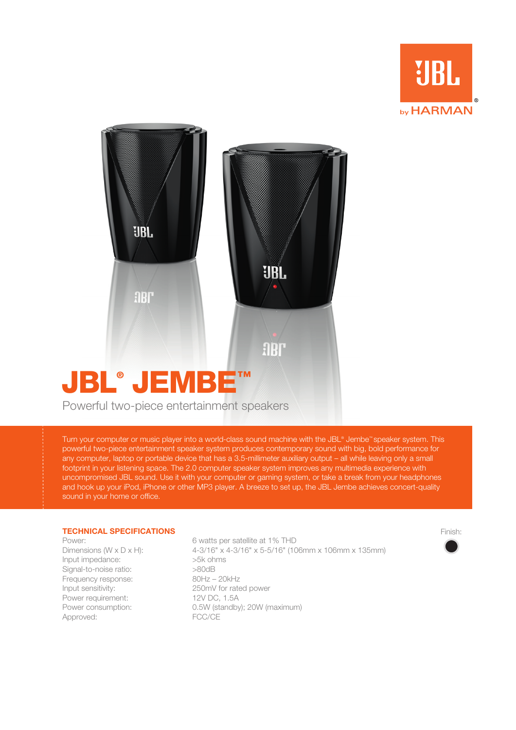# JBL® JEMBE™

Powerful two-piece entertainment speakers

Turn your computer or music player into a world-class sound machine with the JBL® Jembe™ speaker system. This powerful two-piece entertainment speaker system produces contemporary sound with big, bold performance for any computer, laptop or portable device that has a 3.5-millimeter auxiliary output – all while leaving only a small footprint in your listening space. The 2.0 computer speaker system improves any multimedia experience with uncompromised JBL sound. Use it with your computer or gaming system, or take a break from your headphones and hook up your iPod, iPhone or other MP3 player. A breeze to set up, the JBL Jembe achieves concert-quality sound in your home or office.

## TECHNICAL SPECIFICATIONS

| | |
|---|---|
| Power: | 6 watts per satellite at 1% THD |
| Dimensions (W x D x H): | 4-3/16" x 4-3/16" x 5-5/16" (106mm x 106mm x 135mm) |
| Input impedance: | >5k ohms |
| Signal-to-noise ratio: | >80dB |
| Frequency response: | 80Hz – 20kHz |
| Input sensitivity: | 250mV for rated power |
| Power requirement: | 12V DC, 1.5A |
| Power consumption: | 0.5W (standby); 20W (maximum) |
| Approved: | FCC/CE |

Finish: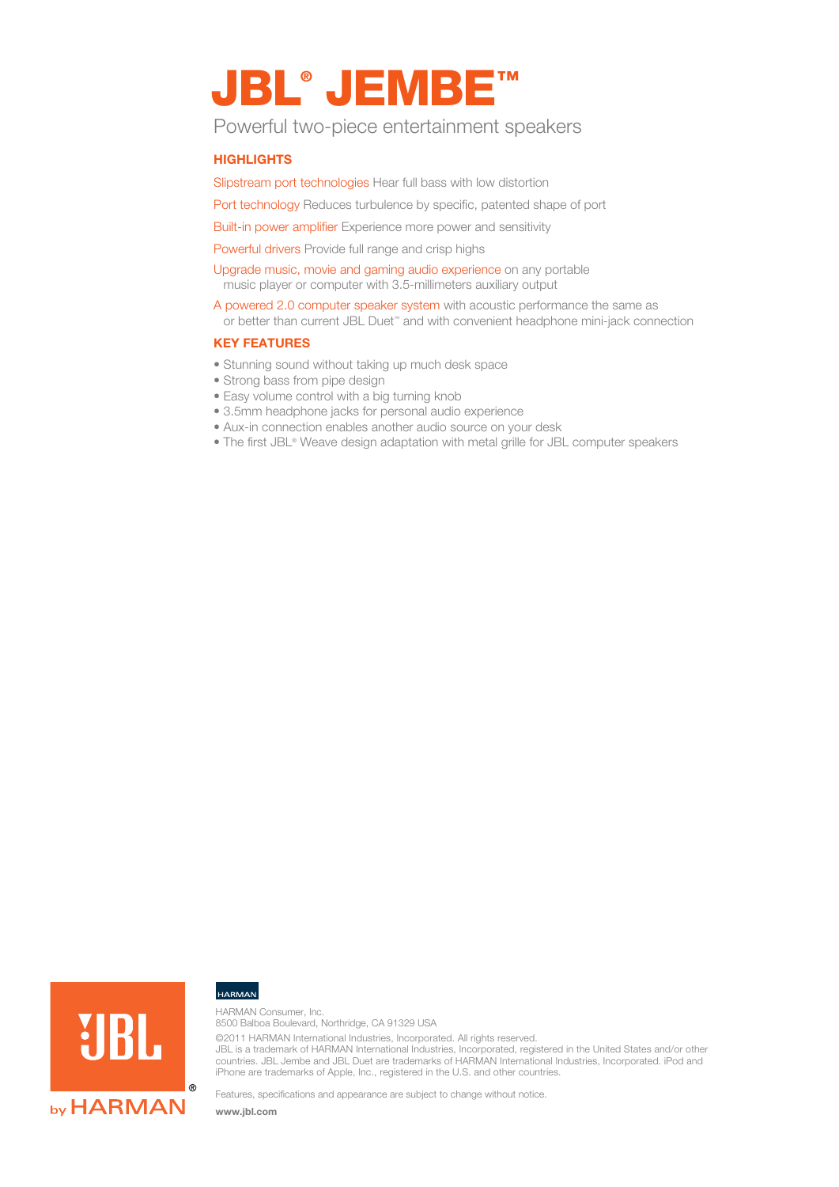# JBL® JEMBE™

Powerful two-piece entertainment speakers

## HIGHLIGHTS

Slipstream port technologies Hear full bass with low distortion

Port technology Reduces turbulence by specific, patented shape of port

Built-in power amplifier Experience more power and sensitivity

Powerful drivers Provide full range and crisp highs

Upgrade music, movie and gaming audio experience on any portable music player or computer with 3.5-millimeters auxiliary output

A powered 2.0 computer speaker system with acoustic performance the same as or better than current JBL Duet™ and with convenient headphone mini-jack connection

## KEY FEATURES

- Stunning sound without taking up much desk space
- Strong bass from pipe design
- Easy volume control with a big turning knob
- 3.5mm headphone jacks for personal audio experience
- Aux-in connection enables another audio source on your desk
- The first JBL® Weave design adaptation with metal grille for JBL computer speakers

JBL by HARMAN

HARMAN

HARMAN Consumer, Inc.
8500 Balboa Boulevard, Northridge, CA 91329 USA

©2011 HARMAN International Industries, Incorporated. All rights reserved.
JBL is a trademark of HARMAN International Industries, Incorporated, registered in the United States and/or other countries. JBL Jembe and JBL Duet are trademarks of HARMAN International Industries, Incorporated. iPod and iPhone are trademarks of Apple, Inc., registered in the U.S. and other countries.

Features, specifications and appearance are subject to change without notice.

**www.jbl.com**